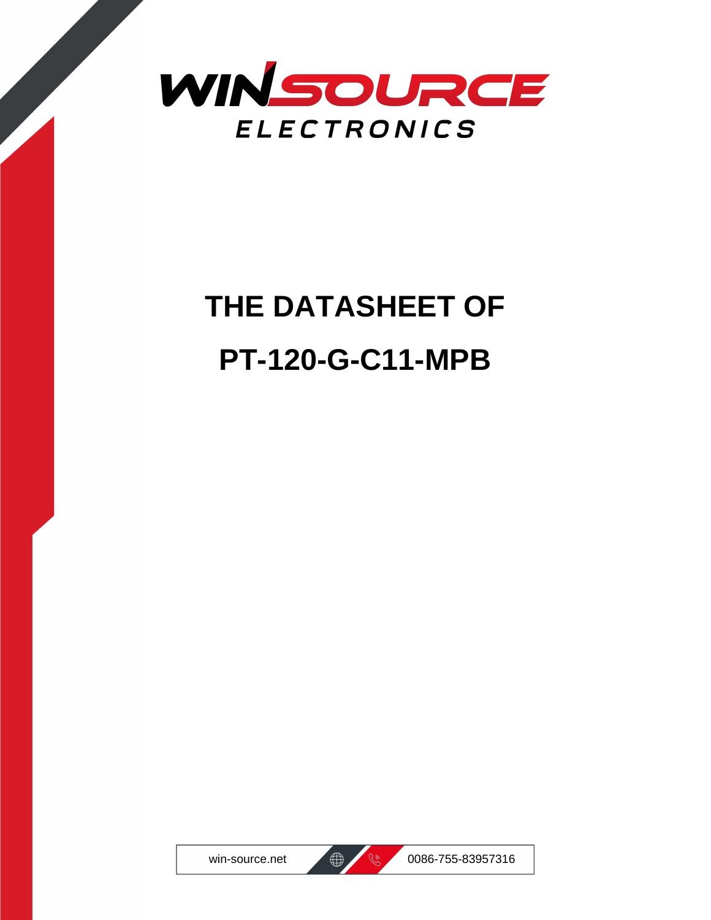WINSOURCE
ELECTRONICS

# THE DATASHEET OF

# PT-120-G-C11-MPB

win-source.net 0086-755-83957316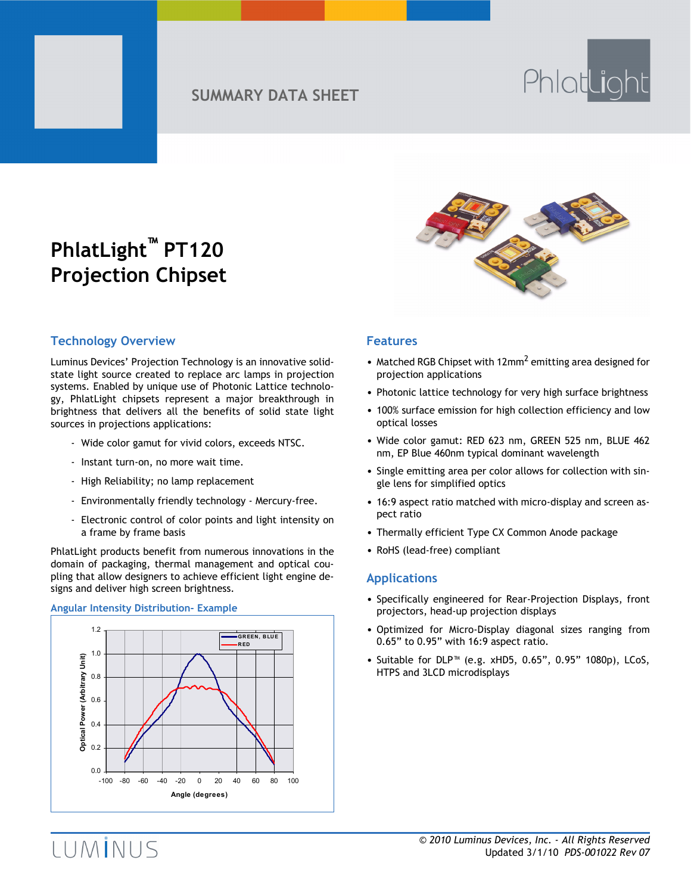SUMMARY DATA SHEET

# PhlatLight™ PT120 Projection Chipset

## Technology Overview

Luminus Devices' Projection Technology is an innovative solid-state light source created to replace arc lamps in projection systems. Enabled by unique use of Photonic Lattice technology, PhlatLight chipsets represent a major breakthrough in brightness that delivers all the benefits of solid state light sources in projections applications:

- Wide color gamut for vivid colors, exceeds NTSC.
- Instant turn-on, no more wait time.
- High Reliability; no lamp replacement
- Environmentally friendly technology - Mercury-free.
- Electronic control of color points and light intensity on a frame by frame basis

PhlatLight products benefit from numerous innovations in the domain of packaging, thermal management and optical coupling that allow designers to achieve efficient light engine designs and deliver high screen brightness.

### Angular Intensity Distribution- Example

## Features

- Matched RGB Chipset with 12mm$^2$ emitting area designed for projection applications
- Photonic lattice technology for very high surface brightness
- 100% surface emission for high collection efficiency and low optical losses
- Wide color gamut: RED 623 nm, GREEN 525 nm, BLUE 462 nm, EP Blue 460nm typical dominant wavelength
- Single emitting area per color allows for collection with single lens for simplified optics
- 16:9 aspect ratio matched with micro-display and screen aspect ratio
- Thermally efficient Type CX Common Anode package
- RoHS (lead-free) compliant

## Applications

- Specifically engineered for Rear-Projection Displays, front projectors, head-up projection displays
- Optimized for Micro-Display diagonal sizes ranging from 0.65" to 0.95" with 16:9 aspect ratio.
- Suitable for DLP™ (e.g. xHD5, 0.65", 0.95" 1080p), LCoS, HTPS and 3LCD microdisplays

*© 2010 Luminus Devices, Inc. - All Rights Reserved*
Updated 3/1/10 *PDS-001022 Rev 07*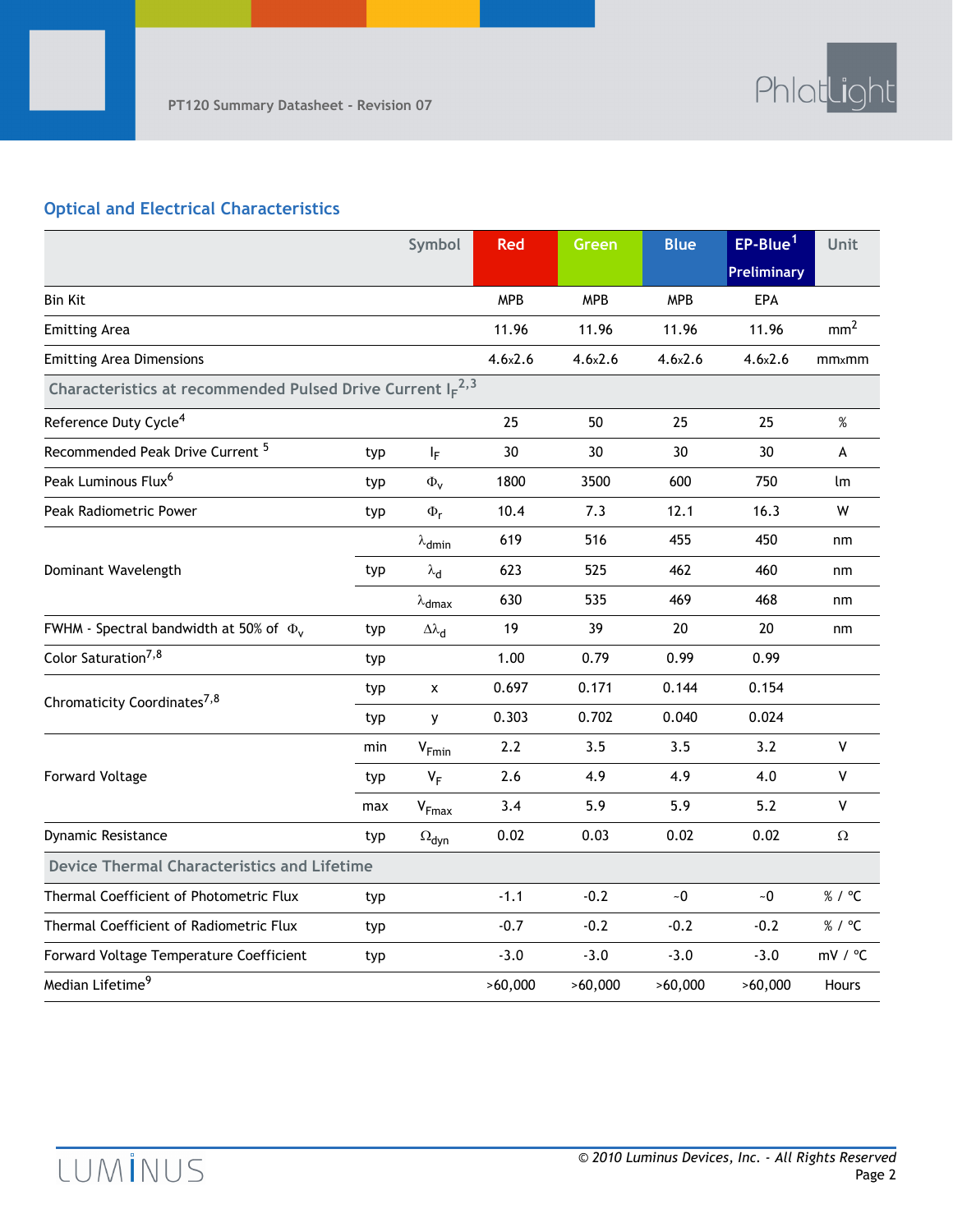## Optical and Electrical Characteristics

| | | Symbol | Red | Green | Blue | EP-Blue[1] Preliminary | Unit |
|---|---|---|---|---|---|---|---|
| Bin Kit | | | MPB | MPB | MPB | EPA | |
| Emitting Area | | | 11.96 | 11.96 | 11.96 | 11.96 | $mm^2$ |
| Emitting Area Dimensions | | | 4.6x2.6 | 4.6x2.6 | 4.6x2.6 | 4.6x2.6 | mmxmm |
| **Characteristics at recommended Pulsed Drive Current $I_F$[2,3]** | | | | | | | |
| Reference Duty Cycle[4] | | | 25 | 50 | 25 | 25 | % |
| Recommended Peak Drive Current [5] | typ | $I_F$ | 30 | 30 | 30 | 30 | A |
| Peak Luminous Flux[6] | typ | $\Phi_v$ | 1800 | 3500 | 600 | 750 | lm |
| Peak Radiometric Power | typ | $\Phi_r$ | 10.4 | 7.3 | 12.1 | 16.3 | W |
| Dominant Wavelength | | $\lambda_{dmin}$ | 619 | 516 | 455 | 450 | nm |
| | typ | $\lambda_d$ | 623 | 525 | 462 | 460 | nm |
| | | $\lambda_{dmax}$ | 630 | 535 | 469 | 468 | nm |
| FWHM - Spectral bandwidth at 50% of $\Phi_v$ | typ | $\Delta\lambda_d$ | 19 | 39 | 20 | 20 | nm |
| Color Saturation[7,8] | typ | | 1.00 | 0.79 | 0.99 | 0.99 | |
| Chromaticity Coordinates[7,8] | typ | x | 0.697 | 0.171 | 0.144 | 0.154 | |
| | typ | y | 0.303 | 0.702 | 0.040 | 0.024 | |
| Forward Voltage | min | $V_{Fmin}$ | 2.2 | 3.5 | 3.5 | 3.2 | V |
| | typ | $V_F$ | 2.6 | 4.9 | 4.9 | 4.0 | V |
| | max | $V_{Fmax}$ | 3.4 | 5.9 | 5.9 | 5.2 | V |
| Dynamic Resistance | typ | $\Omega_{dyn}$ | 0.02 | 0.03 | 0.02 | 0.02 | Ω |
| **Device Thermal Characteristics and Lifetime** | | | | | | | |
| Thermal Coefficient of Photometric Flux | typ | | -1.1 | -0.2 | ~0 | ~0 | % / °C |
| Thermal Coefficient of Radiometric Flux | typ | | -0.7 | -0.2 | -0.2 | -0.2 | % / °C |
| Forward Voltage Temperature Coefficient | typ | | -3.0 | -3.0 | -3.0 | -3.0 | mV / °C |
| Median Lifetime[9] | | | >60,000 | >60,000 | >60,000 | >60,000 | Hours |

*© 2010 Luminus Devices, Inc. - All Rights Reserved*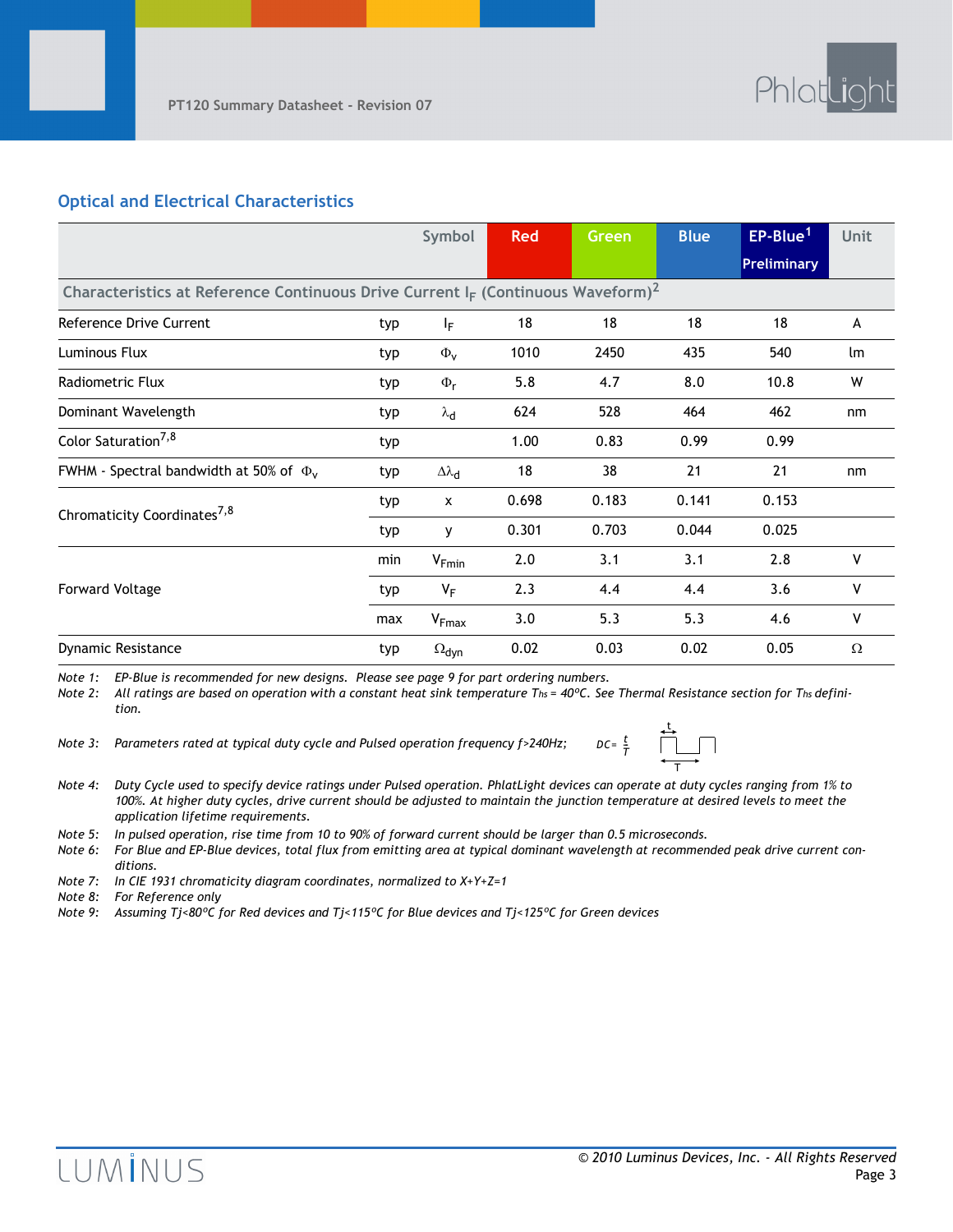## Optical and Electrical Characteristics

| | | Symbol | Red | Green | Blue | EP-Blue[1] Preliminary | Unit |
|---|---|---|---|---|---|---|---|
| **Characteristics at Reference Continuous Drive Current $I_F$ (Continuous Waveform)[2]** | | | | | | | |
| Reference Drive Current | typ | $I_F$ | 18 | 18 | 18 | 18 | A |
| Luminous Flux | typ | $\Phi_v$ | 1010 | 2450 | 435 | 540 | lm |
| Radiometric Flux | typ | $\Phi_r$ | 5.8 | 4.7 | 8.0 | 10.8 | W |
| Dominant Wavelength | typ | $\lambda_d$ | 624 | 528 | 464 | 462 | nm |
| Color Saturation[7,8] | typ | | 1.00 | 0.83 | 0.99 | 0.99 | |
| FWHM - Spectral bandwidth at 50% of $\Phi_v$ | typ | $\Delta\lambda_d$ | 18 | 38 | 21 | 21 | nm |
| Chromaticity Coordinates[7,8] | typ | x | 0.698 | 0.183 | 0.141 | 0.153 | |
| | typ | y | 0.301 | 0.703 | 0.044 | 0.025 | |
| Forward Voltage | min | $V_{Fmin}$ | 2.0 | 3.1 | 3.1 | 2.8 | V |
| | typ | $V_F$ | 2.3 | 4.4 | 4.4 | 3.6 | V |
| | max | $V_{Fmax}$ | 3.0 | 5.3 | 5.3 | 4.6 | V |
| Dynamic Resistance | typ | $\Omega_{dyn}$ | 0.02 | 0.03 | 0.02 | 0.05 | Ω |

*Note 1: EP-Blue is recommended for new designs. Please see page 9 for part ordering numbers.*

*Note 2: All ratings are based on operation with a constant heat sink temperature $T_{hs}$ = 40°C. See Thermal Resistance section for $T_{hs}$ definition.*

*Note 3: Parameters rated at typical duty cycle and Pulsed operation frequency f>240Hz;* $DC = \frac{t}{T}$

*Note 4: Duty Cycle used to specify device ratings under Pulsed operation. PhlatLight devices can operate at duty cycles ranging from 1% to 100%. At higher duty cycles, drive current should be adjusted to maintain the junction temperature at desired levels to meet the application lifetime requirements.*

*Note 5: In pulsed operation, rise time from 10 to 90% of forward current should be larger than 0.5 microseconds.*

*Note 6: For Blue and EP-Blue devices, total flux from emitting area at typical dominant wavelength at recommended peak drive current conditions.*

*Note 7: In CIE 1931 chromaticity diagram coordinates, normalized to X+Y+Z=1*

*Note 8: For Reference only*

*Note 9: Assuming Tj<80°C for Red devices and Tj<115°C for Blue devices and Tj<125°C for Green devices*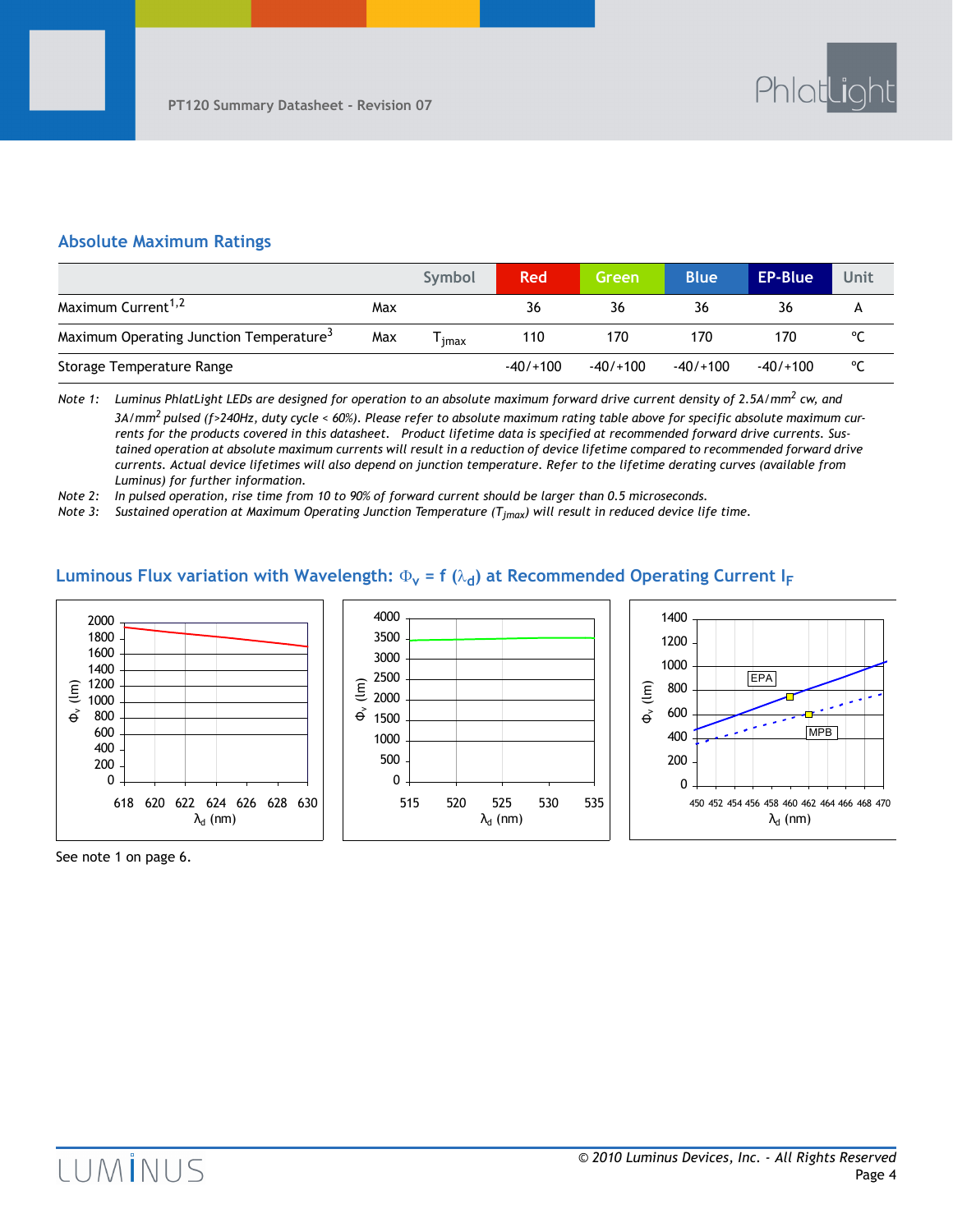## Absolute Maximum Ratings

| | | Symbol | Red | Green | Blue | EP-Blue | Unit |
|---|---|---|---|---|---|---|---|
| Maximum Current[1,2] | Max | | 36 | 36 | 36 | 36 | A |
| Maximum Operating Junction Temperature[3] | Max | $T_{jmax}$ | 110 | 170 | 170 | 170 | °C |
| Storage Temperature Range | | | -40/+100 | -40/+100 | -40/+100 | -40/+100 | °C |

*Note 1: Luminus PhlatLight LEDs are designed for operation to an absolute maximum forward drive current density of 2.5A/mm² cw, and 3A/mm² pulsed (f>240Hz, duty cycle < 60%). Please refer to absolute maximum rating table above for specific absolute maximum currents for the products covered in this datasheet. Product lifetime data is specified at recommended forward drive currents. Sustained operation at absolute maximum currents will result in a reduction of device lifetime compared to recommended forward drive currents. Actual device lifetimes will also depend on junction temperature. Refer to the lifetime derating curves (available from Luminus) for further information.*

*Note 2: In pulsed operation, rise time from 10 to 90% of forward current should be larger than 0.5 microseconds.*

*Note 3: Sustained operation at Maximum Operating Junction Temperature ($T_{jmax}$) will result in reduced device life time.*

## Luminous Flux variation with Wavelength: $\Phi_v = f(\lambda_d)$ at Recommended Operating Current $I_F$

See note 1 on page 6.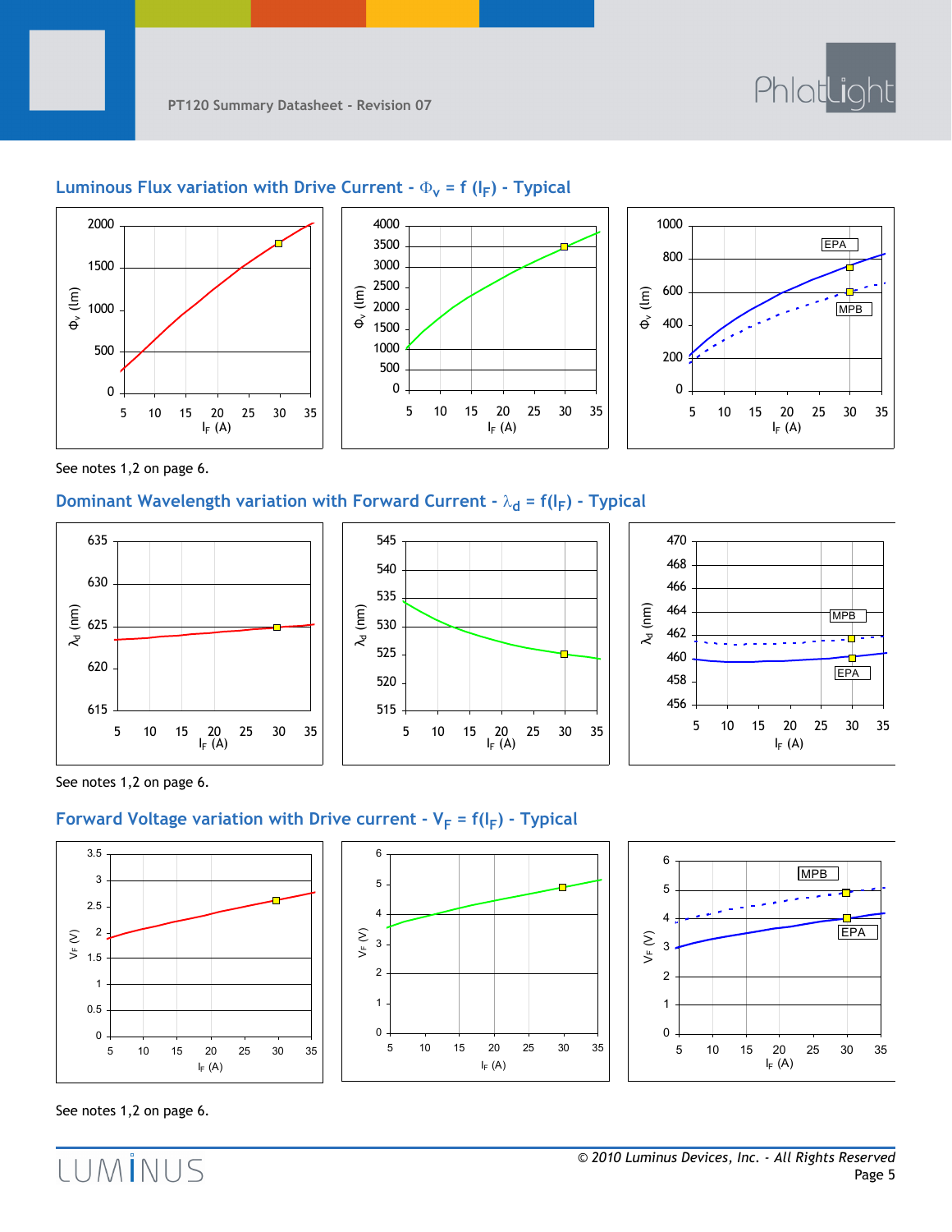## Luminous Flux variation with Drive Current - $\Phi_v = f(I_F)$ - Typical

See notes 1,2 on page 6.

## Dominant Wavelength variation with Forward Current - $\lambda_d = f(I_F)$ - Typical

See notes 1,2 on page 6.

## Forward Voltage variation with Drive current - $V_F = f(I_F)$ - Typical

See notes 1,2 on page 6.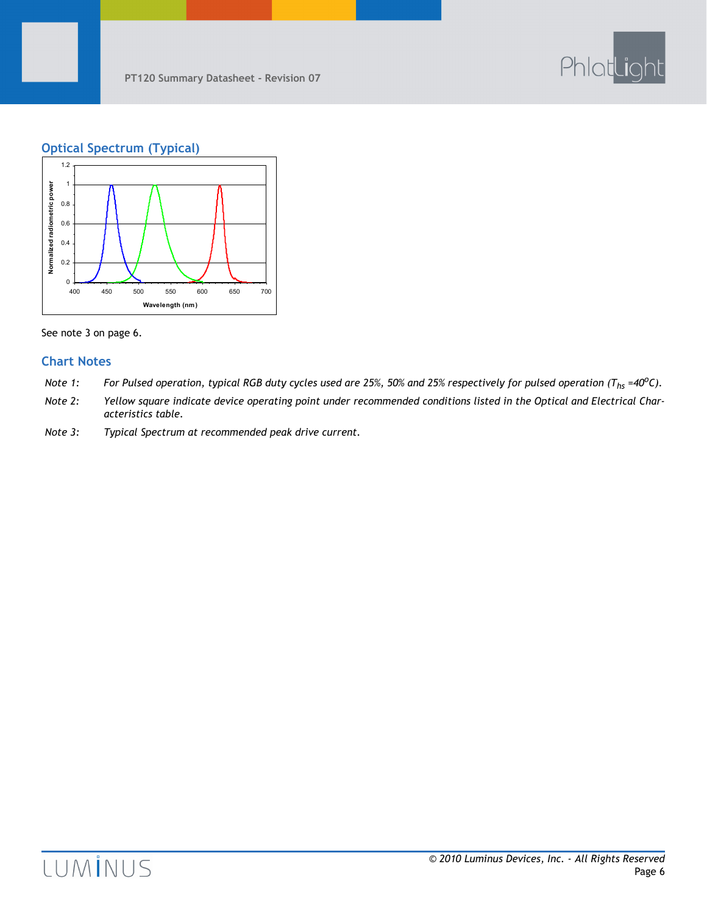## Optical Spectrum (Typical)

See note 3 on page 6.

## Chart Notes

*Note 1:* *For Pulsed operation, typical RGB duty cycles used are 25%, 50% and 25% respectively for pulsed operation ($T_{hs}$ =40°C).*

*Note 2:* *Yellow square indicate device operating point under recommended conditions listed in the Optical and Electrical Characteristics table.*

*Note 3:* *Typical Spectrum at recommended peak drive current.*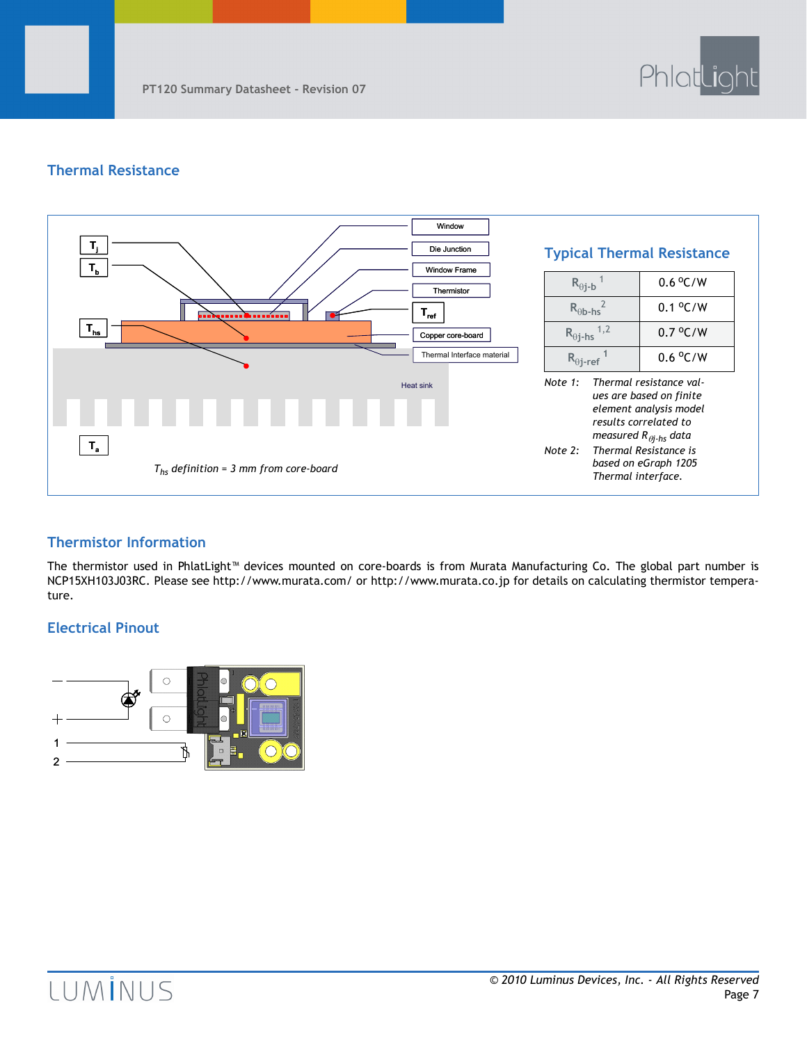## Thermal Resistance

$T_{hs}$ definition = 3 mm from core-board

### Typical Thermal Resistance

| | |
|---|---|
| $R_{\theta j\text{-}b}$ [1] | 0.6 °C/W |
| $R_{\theta b\text{-}hs}$ [2] | 0.1 °C/W |
| $R_{\theta j\text{-}hs}$ [1,2] | 0.7 °C/W |
| $R_{\theta j\text{-}ref}$ [1] | 0.6 °C/W |

*Note 1: Thermal resistance values are based on finite element analysis model results correlated to measured $R_{\theta j\text{-}hs}$ data*

*Note 2: Thermal Resistance is based on eGraph 1205 Thermal interface.*

## Thermistor Information

The thermistor used in PhlatLight™ devices mounted on core-boards is from Murata Manufacturing Co. The global part number is NCP15XH103J03RC. Please see http://www.murata.com/ or http://www.murata.co.jp for details on calculating thermistor temperature.

## Electrical Pinout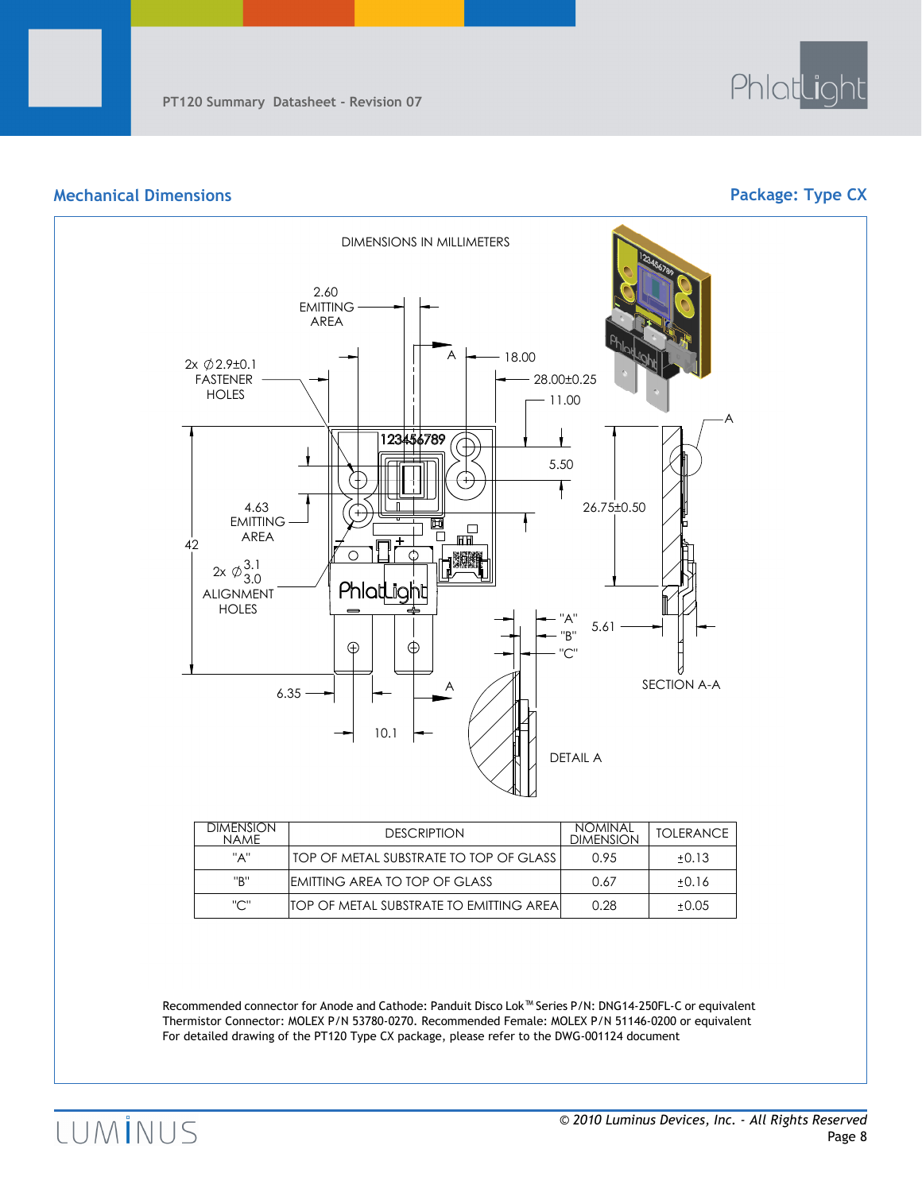## Mechanical Dimensions

## Package: Type CX

DIMENSIONS IN MILLIMETERS

2.60 EMITTING AREA

2x ∅2.9±0.1 FASTENER HOLES

18.00

28.00±0.25

11.00

5.50

4.63 EMITTING AREA

42

2x ∅ 3.1 / 3.0 ALIGNMENT HOLES

26.75±0.50

"A"

"B"

"C"

5.61

SECTION A-A

6.35

10.1

DETAIL A

| DIMENSION NAME | DESCRIPTION | NOMINAL DIMENSION | TOLERANCE |
|---|---|---|---|
| "A" | TOP OF METAL SUBSTRATE TO TOP OF GLASS | 0.95 | ±0.13 |
| "B" | EMITTING AREA TO TOP OF GLASS | 0.67 | ±0.16 |
| "C" | TOP OF METAL SUBSTRATE TO EMITTING AREA | 0.28 | ±0.05 |

Recommended connector for Anode and Cathode: Panduit Disco Lok™ Series P/N: DNG14-250FL-C or equivalent
Thermistor Connector: MOLEX P/N 53780-0270. Recommended Female: MOLEX P/N 51146-0200 or equivalent
For detailed drawing of the PT120 Type CX package, please refer to the DWG-001124 document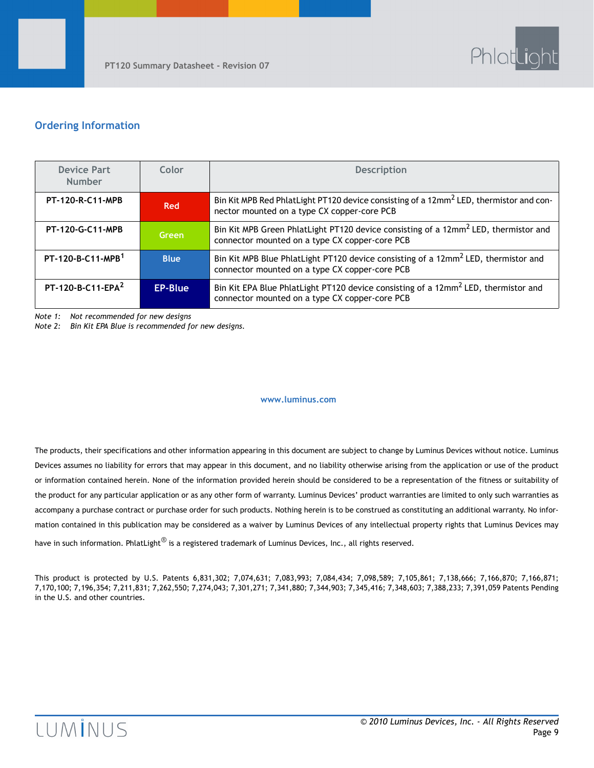## Ordering Information

| Device Part Number | Color | Description |
|---|---|---|
| PT-120-R-C11-MPB | Red | Bin Kit MPB Red PhlatLight PT120 device consisting of a 12mm$^2$ LED, thermistor and connector mounted on a type CX copper-core PCB |
| PT-120-G-C11-MPB | Green | Bin Kit MPB Green PhlatLight PT120 device consisting of a 12mm$^2$ LED, thermistor and connector mounted on a type CX copper-core PCB |
| PT-120-B-C11-MPB[1] | Blue | Bin Kit MPB Blue PhlatLight PT120 device consisting of a 12mm$^2$ LED, thermistor and connector mounted on a type CX copper-core PCB |
| PT-120-B-C11-EPA[2] | EP-Blue | Bin Kit EPA Blue PhlatLight PT120 device consisting of a 12mm$^2$ LED, thermistor and connector mounted on a type CX copper-core PCB |

*Note 1: Not recommended for new designs*
*Note 2: Bin Kit EPA Blue is recommended for new designs.*

www.luminus.com

The products, their specifications and other information appearing in this document are subject to change by Luminus Devices without notice. Luminus Devices assumes no liability for errors that may appear in this document, and no liability otherwise arising from the application or use of the product or information contained herein. None of the information provided herein should be considered to be a representation of the fitness or suitability of the product for any particular application or as any other form of warranty. Luminus Devices' product warranties are limited to only such warranties as accompany a purchase contract or purchase order for such products. Nothing herein is to be construed as constituting an additional warranty. No information contained in this publication may be considered as a waiver by Luminus Devices of any intellectual property rights that Luminus Devices may have in such information. PhlatLight® is a registered trademark of Luminus Devices, Inc., all rights reserved.

This product is protected by U.S. Patents 6,831,302; 7,074,631; 7,083,993; 7,084,434; 7,098,589; 7,105,861; 7,138,666; 7,166,870; 7,166,871; 7,170,100; 7,196,354; 7,211,831; 7,262,550; 7,274,043; 7,301,271; 7,341,880; 7,344,903; 7,345,416; 7,348,603; 7,388,233; 7,391,059 Patents Pending in the U.S. and other countries.